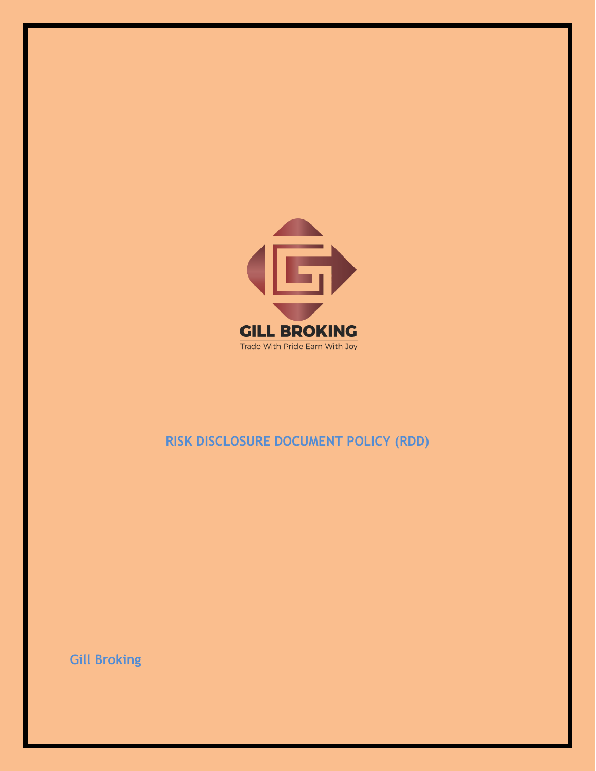GILL BROKING

Trade With Pride Earn With Joy

# RISK DISCLOSURE DOCUMENT POLICY (RDD)

**Gill Broking**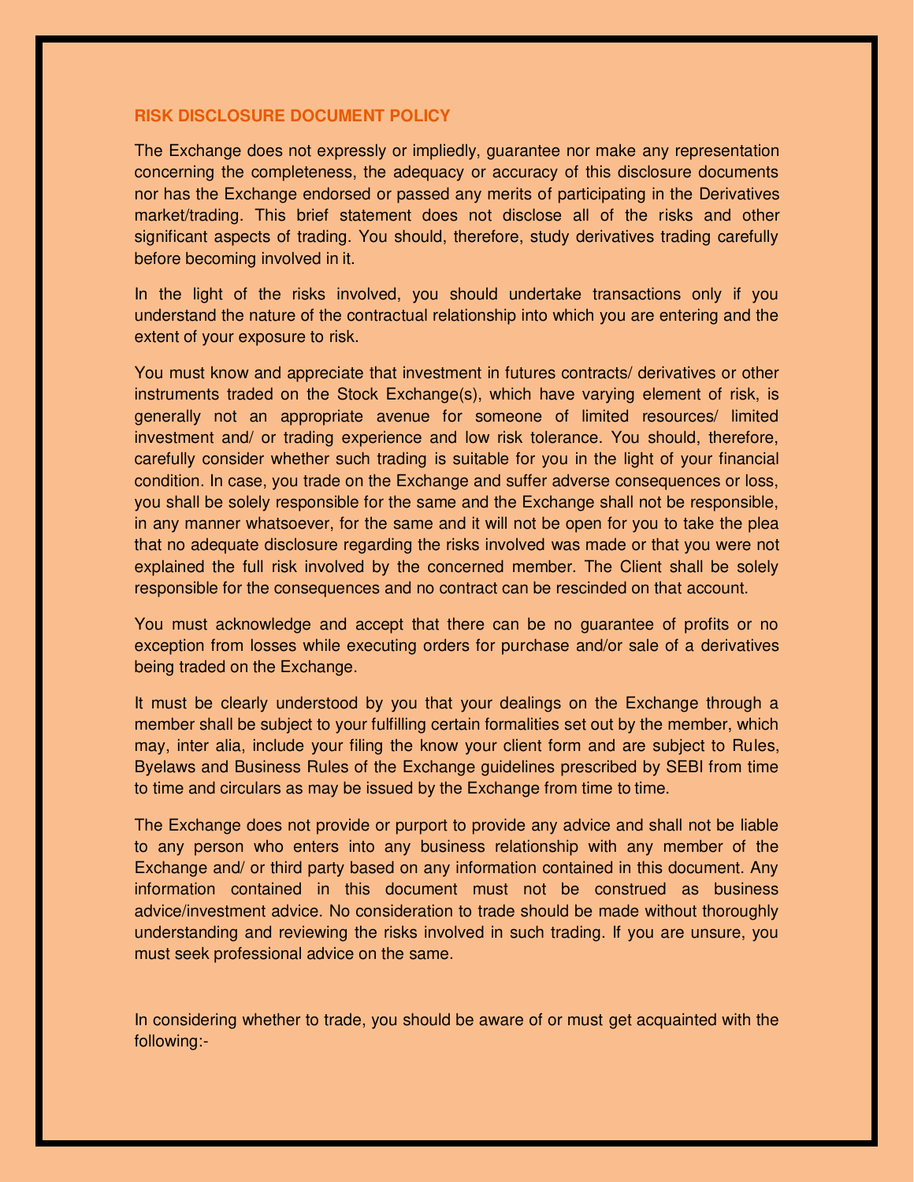## RISK DISCLOSURE DOCUMENT POLICY

The Exchange does not expressly or impliedly, guarantee nor make any representation concerning the completeness, the adequacy or accuracy of this disclosure documents nor has the Exchange endorsed or passed any merits of participating in the Derivatives market/trading. This brief statement does not disclose all of the risks and other significant aspects of trading. You should, therefore, study derivatives trading carefully before becoming involved in it.

In the light of the risks involved, you should undertake transactions only if you understand the nature of the contractual relationship into which you are entering and the extent of your exposure to risk.

You must know and appreciate that investment in futures contracts/ derivatives or other instruments traded on the Stock Exchange(s), which have varying element of risk, is generally not an appropriate avenue for someone of limited resources/ limited investment and/ or trading experience and low risk tolerance. You should, therefore, carefully consider whether such trading is suitable for you in the light of your financial condition. In case, you trade on the Exchange and suffer adverse consequences or loss, you shall be solely responsible for the same and the Exchange shall not be responsible, in any manner whatsoever, for the same and it will not be open for you to take the plea that no adequate disclosure regarding the risks involved was made or that you were not explained the full risk involved by the concerned member. The Client shall be solely responsible for the consequences and no contract can be rescinded on that account.

You must acknowledge and accept that there can be no guarantee of profits or no exception from losses while executing orders for purchase and/or sale of a derivatives being traded on the Exchange.

It must be clearly understood by you that your dealings on the Exchange through a member shall be subject to your fulfilling certain formalities set out by the member, which may, inter alia, include your filing the know your client form and are subject to Rules, Byelaws and Business Rules of the Exchange guidelines prescribed by SEBI from time to time and circulars as may be issued by the Exchange from time to time.

The Exchange does not provide or purport to provide any advice and shall not be liable to any person who enters into any business relationship with any member of the Exchange and/ or third party based on any information contained in this document. Any information contained in this document must not be construed as business advice/investment advice. No consideration to trade should be made without thoroughly understanding and reviewing the risks involved in such trading. If you are unsure, you must seek professional advice on the same.

In considering whether to trade, you should be aware of or must get acquainted with the following:-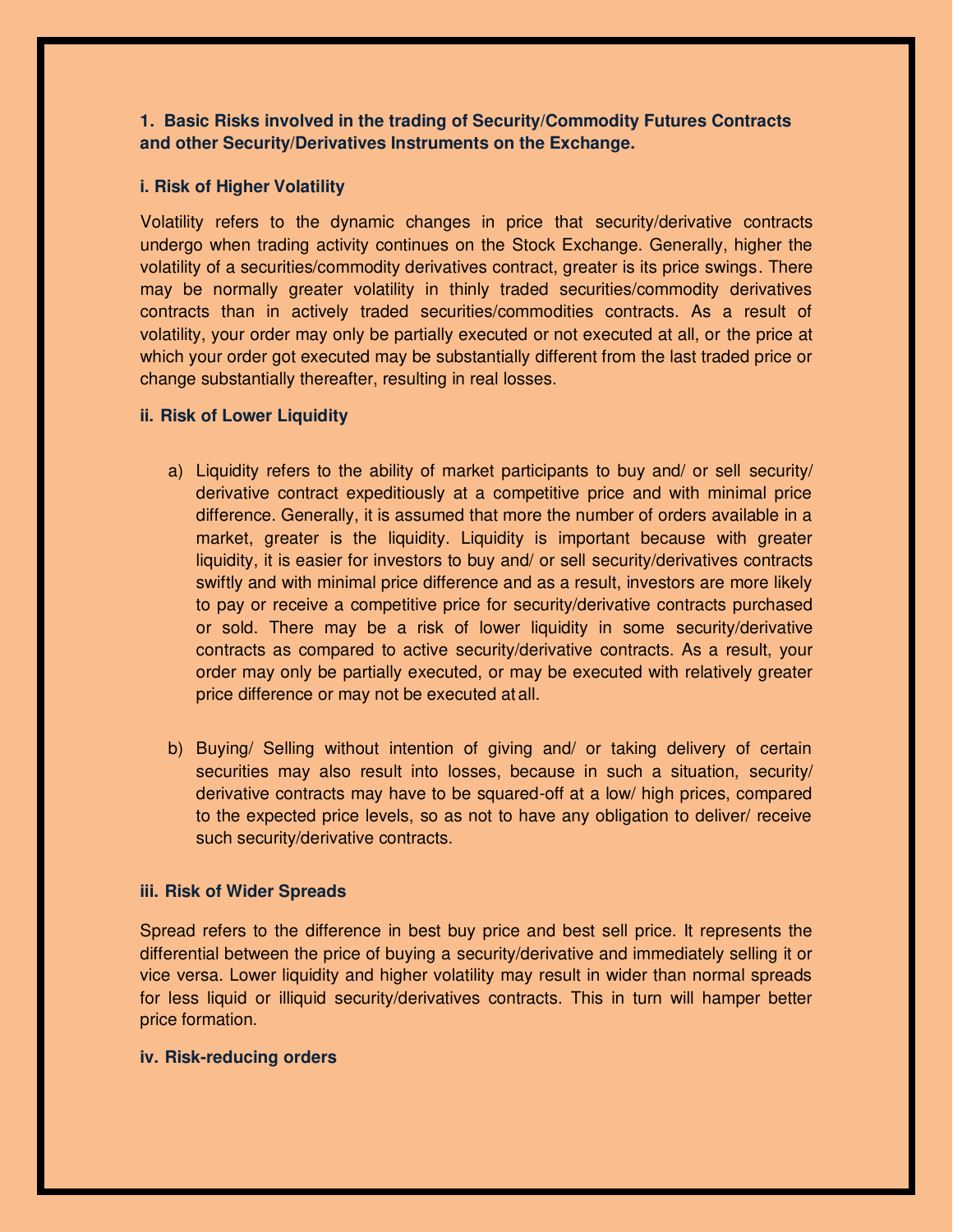### 1. Basic Risks involved in the trading of Security/Commodity Futures Contracts and other Security/Derivatives Instruments on the Exchange.

#### i. Risk of Higher Volatility

Volatility refers to the dynamic changes in price that security/derivative contracts undergo when trading activity continues on the Stock Exchange. Generally, higher the volatility of a securities/commodity derivatives contract, greater is its price swings. There may be normally greater volatility in thinly traded securities/commodity derivatives contracts than in actively traded securities/commodities contracts. As a result of volatility, your order may only be partially executed or not executed at all, or the price at which your order got executed may be substantially different from the last traded price or change substantially thereafter, resulting in real losses.

#### ii. Risk of Lower Liquidity

a) Liquidity refers to the ability of market participants to buy and/ or sell security/ derivative contract expeditiously at a competitive price and with minimal price difference. Generally, it is assumed that more the number of orders available in a market, greater is the liquidity. Liquidity is important because with greater liquidity, it is easier for investors to buy and/ or sell security/derivatives contracts swiftly and with minimal price difference and as a result, investors are more likely to pay or receive a competitive price for security/derivative contracts purchased or sold. There may be a risk of lower liquidity in some security/derivative contracts as compared to active security/derivative contracts. As a result, your order may only be partially executed, or may be executed with relatively greater price difference or may not be executed at all.

b) Buying/ Selling without intention of giving and/ or taking delivery of certain securities may also result into losses, because in such a situation, security/ derivative contracts may have to be squared-off at a low/ high prices, compared to the expected price levels, so as not to have any obligation to deliver/ receive such security/derivative contracts.

#### iii. Risk of Wider Spreads

Spread refers to the difference in best buy price and best sell price. It represents the differential between the price of buying a security/derivative and immediately selling it or vice versa. Lower liquidity and higher volatility may result in wider than normal spreads for less liquid or illiquid security/derivatives contracts. This in turn will hamper better price formation.

#### iv. Risk-reducing orders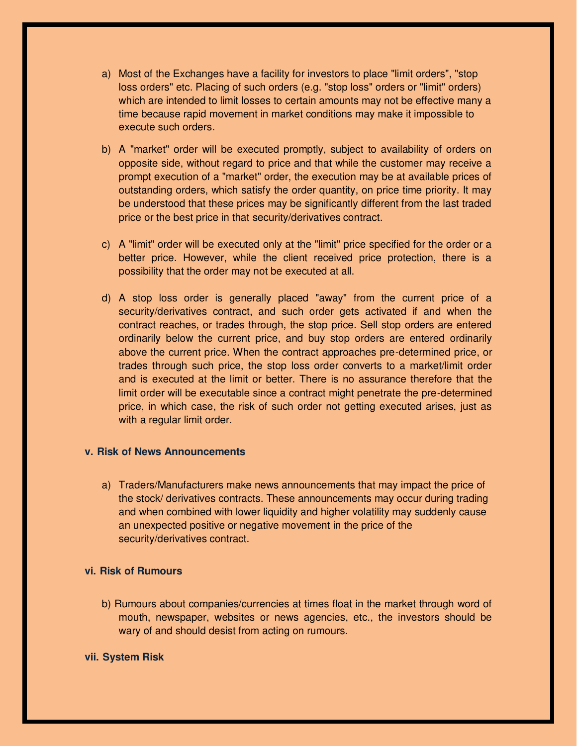a) Most of the Exchanges have a facility for investors to place "limit orders", "stop loss orders" etc. Placing of such orders (e.g. "stop loss" orders or "limit" orders) which are intended to limit losses to certain amounts may not be effective many a time because rapid movement in market conditions may make it impossible to execute such orders.

b) A "market" order will be executed promptly, subject to availability of orders on opposite side, without regard to price and that while the customer may receive a prompt execution of a "market" order, the execution may be at available prices of outstanding orders, which satisfy the order quantity, on price time priority. It may be understood that these prices may be significantly different from the last traded price or the best price in that security/derivatives contract.

c) A "limit" order will be executed only at the "limit" price specified for the order or a better price. However, while the client received price protection, there is a possibility that the order may not be executed at all.

d) A stop loss order is generally placed "away" from the current price of a security/derivatives contract, and such order gets activated if and when the contract reaches, or trades through, the stop price. Sell stop orders are entered ordinarily below the current price, and buy stop orders are entered ordinarily above the current price. When the contract approaches pre-determined price, or trades through such price, the stop loss order converts to a market/limit order and is executed at the limit or better. There is no assurance therefore that the limit order will be executable since a contract might penetrate the pre-determined price, in which case, the risk of such order not getting executed arises, just as with a regular limit order.

### v. Risk of News Announcements

a) Traders/Manufacturers make news announcements that may impact the price of the stock/ derivatives contracts. These announcements may occur during trading and when combined with lower liquidity and higher volatility may suddenly cause an unexpected positive or negative movement in the price of the security/derivatives contract.

### vi. Risk of Rumours

b) Rumours about companies/currencies at times float in the market through word of mouth, newspaper, websites or news agencies, etc., the investors should be wary of and should desist from acting on rumours.

### vii. System Risk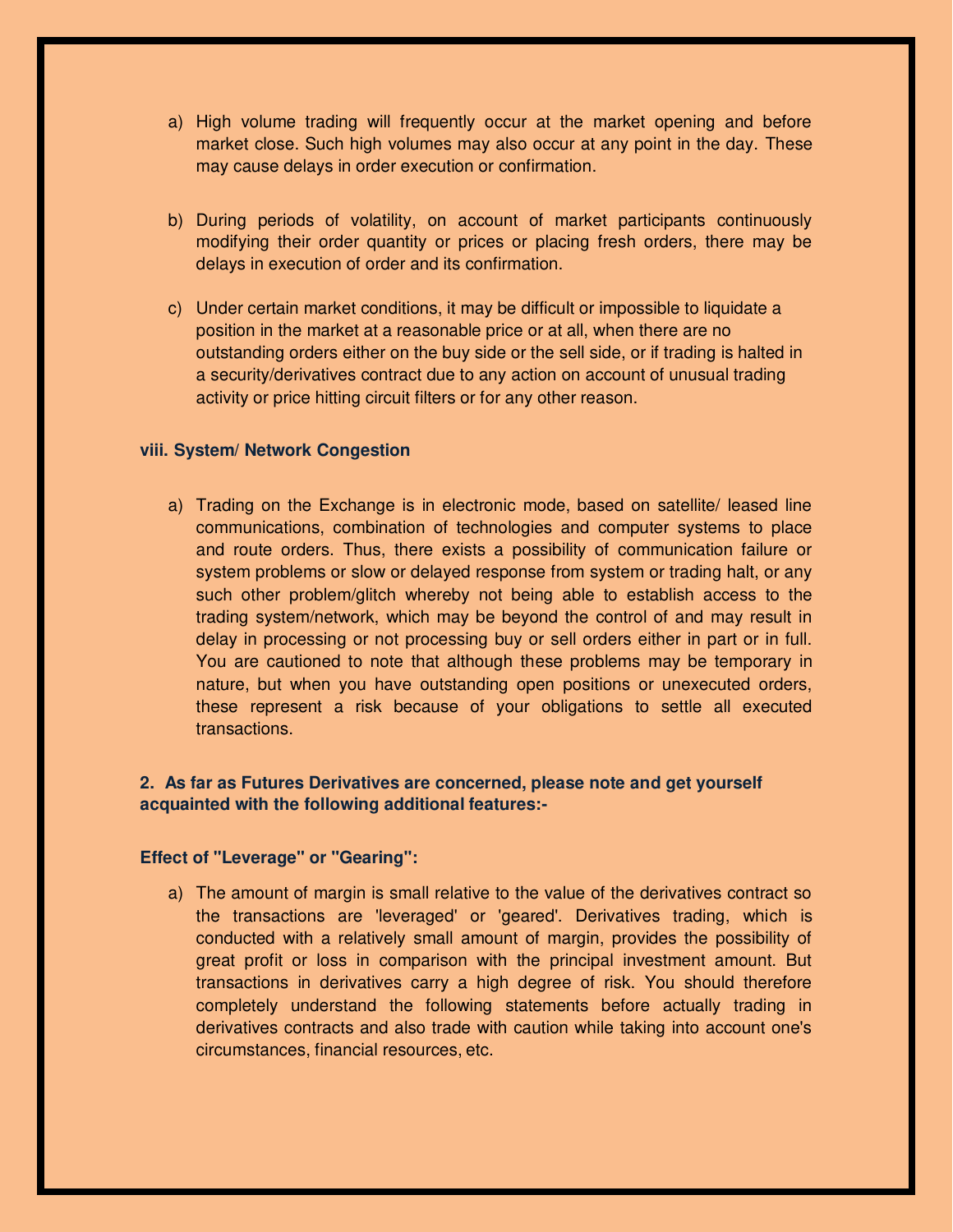a) High volume trading will frequently occur at the market opening and before market close. Such high volumes may also occur at any point in the day. These may cause delays in order execution or confirmation.

b) During periods of volatility, on account of market participants continuously modifying their order quantity or prices or placing fresh orders, there may be delays in execution of order and its confirmation.

c) Under certain market conditions, it may be difficult or impossible to liquidate a position in the market at a reasonable price or at all, when there are no outstanding orders either on the buy side or the sell side, or if trading is halted in a security/derivatives contract due to any action on account of unusual trading activity or price hitting circuit filters or for any other reason.

**viii. System/ Network Congestion**

a) Trading on the Exchange is in electronic mode, based on satellite/ leased line communications, combination of technologies and computer systems to place and route orders. Thus, there exists a possibility of communication failure or system problems or slow or delayed response from system or trading halt, or any such other problem/glitch whereby not being able to establish access to the trading system/network, which may be beyond the control of and may result in delay in processing or not processing buy or sell orders either in part or in full. You are cautioned to note that although these problems may be temporary in nature, but when you have outstanding open positions or unexecuted orders, these represent a risk because of your obligations to settle all executed transactions.

**2. As far as Futures Derivatives are concerned, please note and get yourself acquainted with the following additional features:-**

**Effect of "Leverage" or "Gearing":**

a) The amount of margin is small relative to the value of the derivatives contract so the transactions are 'leveraged' or 'geared'. Derivatives trading, which is conducted with a relatively small amount of margin, provides the possibility of great profit or loss in comparison with the principal investment amount. But transactions in derivatives carry a high degree of risk. You should therefore completely understand the following statements before actually trading in derivatives contracts and also trade with caution while taking into account one's circumstances, financial resources, etc.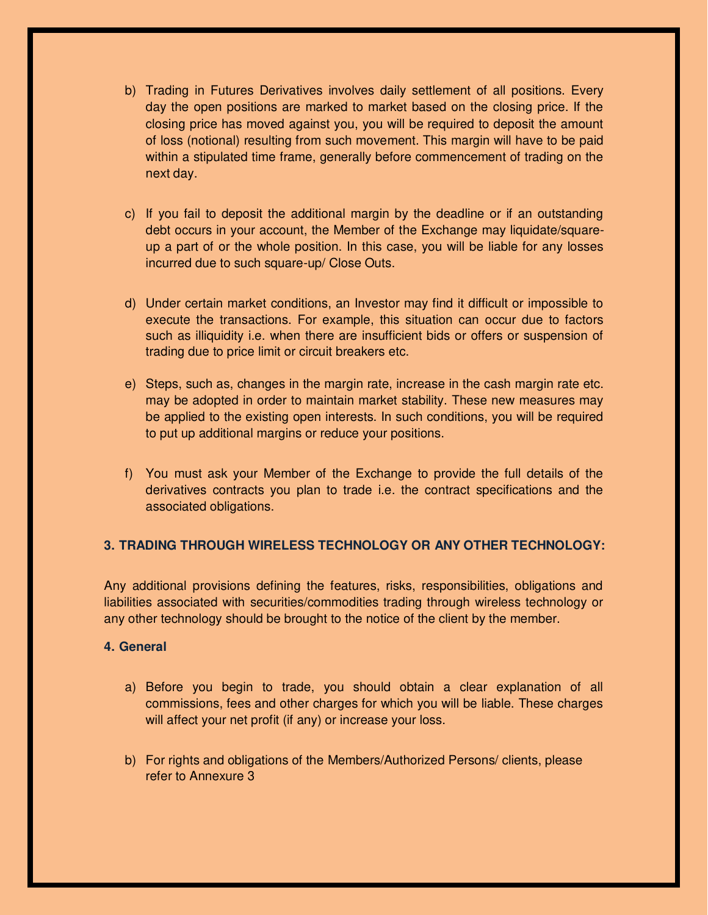b) Trading in Futures Derivatives involves daily settlement of all positions. Every day the open positions are marked to market based on the closing price. If the closing price has moved against you, you will be required to deposit the amount of loss (notional) resulting from such movement. This margin will have to be paid within a stipulated time frame, generally before commencement of trading on the next day.

c) If you fail to deposit the additional margin by the deadline or if an outstanding debt occurs in your account, the Member of the Exchange may liquidate/square-up a part of or the whole position. In this case, you will be liable for any losses incurred due to such square-up/ Close Outs.

d) Under certain market conditions, an Investor may find it difficult or impossible to execute the transactions. For example, this situation can occur due to factors such as illiquidity i.e. when there are insufficient bids or offers or suspension of trading due to price limit or circuit breakers etc.

e) Steps, such as, changes in the margin rate, increase in the cash margin rate etc. may be adopted in order to maintain market stability. These new measures may be applied to the existing open interests. In such conditions, you will be required to put up additional margins or reduce your positions.

f) You must ask your Member of the Exchange to provide the full details of the derivatives contracts you plan to trade i.e. the contract specifications and the associated obligations.

### 3. TRADING THROUGH WIRELESS TECHNOLOGY OR ANY OTHER TECHNOLOGY:

Any additional provisions defining the features, risks, responsibilities, obligations and liabilities associated with securities/commodities trading through wireless technology or any other technology should be brought to the notice of the client by the member.

### 4. General

a) Before you begin to trade, you should obtain a clear explanation of all commissions, fees and other charges for which you will be liable. These charges will affect your net profit (if any) or increase your loss.

b) For rights and obligations of the Members/Authorized Persons/ clients, please refer to Annexure 3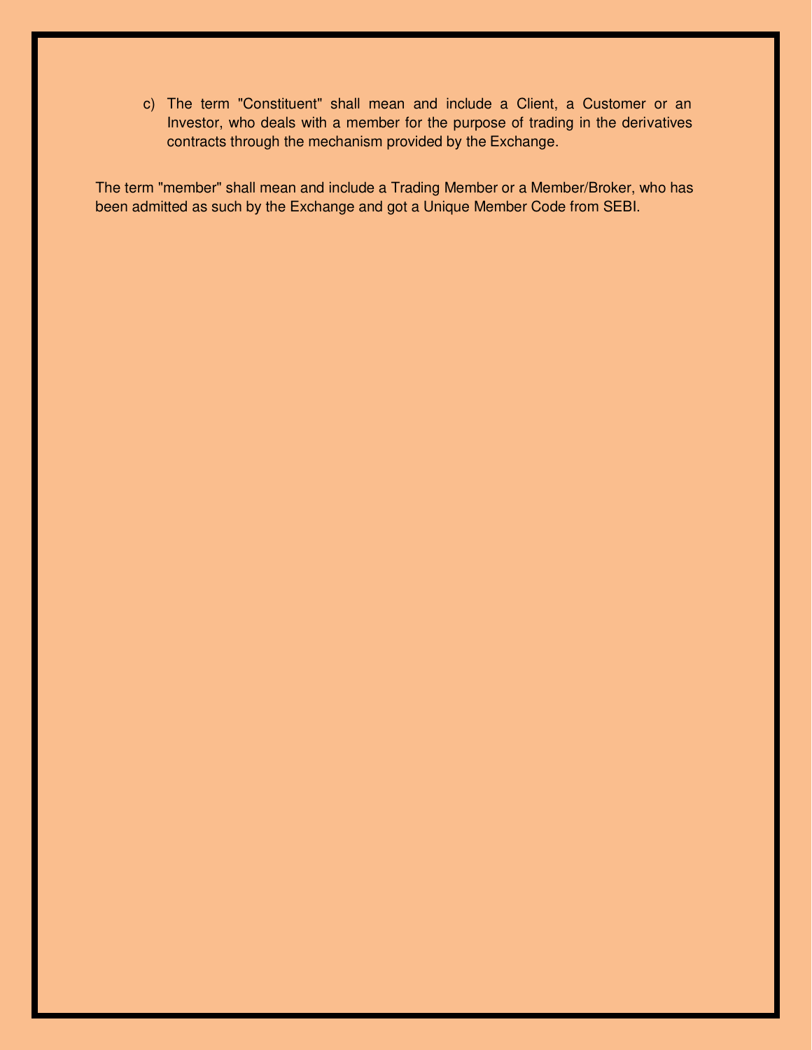c) The term "Constituent" shall mean and include a Client, a Customer or an Investor, who deals with a member for the purpose of trading in the derivatives contracts through the mechanism provided by the Exchange.

The term "member" shall mean and include a Trading Member or a Member/Broker, who has been admitted as such by the Exchange and got a Unique Member Code from SEBI.